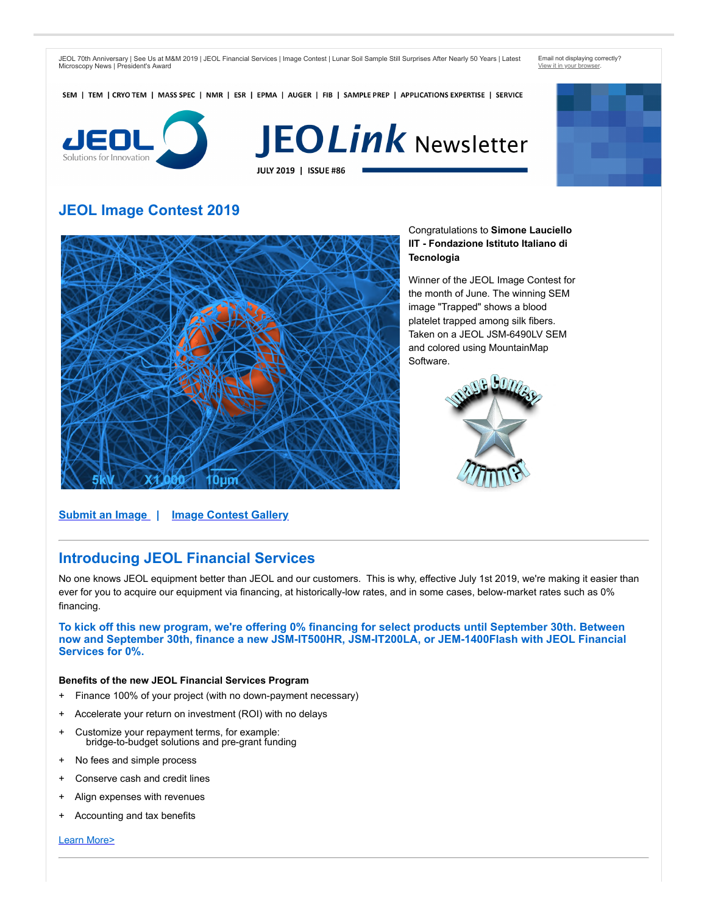JEOL 70th Anniversary | See Us at M&M 2019 | JEOL Financial Services | Image Contest | Lunar Soil Sample Still Surprises After Nearly 50 Years | Latest Microscopy News | President's Award

Email not displaying correctly?
View it in your browser.

SEM | TEM | CRYO TEM | MASS SPEC | NMR | ESR | EPMA | AUGER | FIB | SAMPLE PREP | APPLICATIONS EXPERTISE | SERVICE

# JEOLink Newsletter

JULY 2019 | ISSUE #86

## JEOL Image Contest 2019

Congratulations to **Simone Lauciello IIT - Fondazione Istituto Italiano di Tecnologia**

Winner of the JEOL Image Contest for the month of June. The winning SEM image "Trapped" shows a blood platelet trapped among silk fibers. Taken on a JEOL JSM-6490LV SEM and colored using MountainMap Software.

**Submit an Image** | **Image Contest Gallery**

## Introducing JEOL Financial Services

No one knows JEOL equipment better than JEOL and our customers. This is why, effective July 1st 2019, we're making it easier than ever for you to acquire our equipment via financing, at historically-low rates, and in some cases, below-market rates such as 0% financing.

**To kick off this new program, we're offering 0% financing for select products until September 30th. Between now and September 30th, finance a new JSM-IT500HR, JSM-IT200LA, or JEM-1400Flash with JEOL Financial Services for 0%.**

**Benefits of the new JEOL Financial Services Program**

+ Finance 100% of your project (with no down-payment necessary)
+ Accelerate your return on investment (ROI) with no delays
+ Customize your repayment terms, for example: bridge-to-budget solutions and pre-grant funding
+ No fees and simple process
+ Conserve cash and credit lines
+ Align expenses with revenues
+ Accounting and tax benefits

Learn More>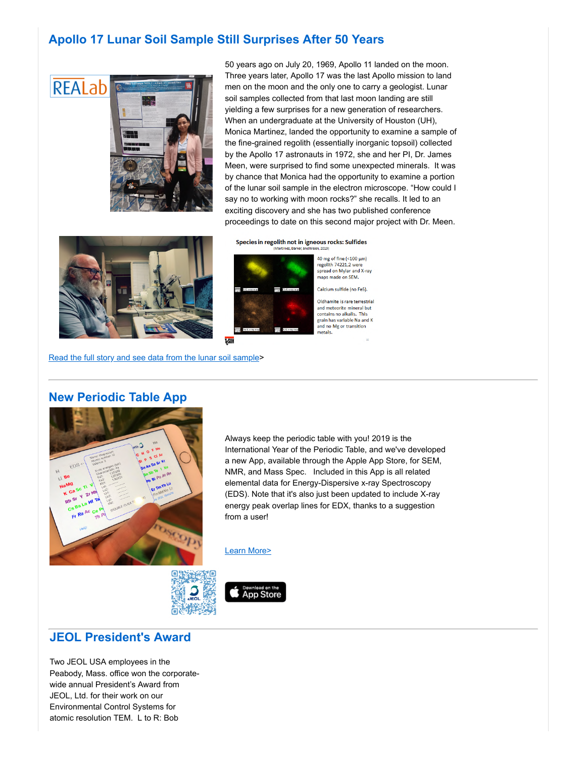## Apollo 17 Lunar Soil Sample Still Surprises After 50 Years

50 years ago on July 20, 1969, Apollo 11 landed on the moon. Three years later, Apollo 17 was the last Apollo mission to land men on the moon and the only one to carry a geologist. Lunar soil samples collected from that last moon landing are still yielding a few surprises for a new generation of researchers. When an undergraduate at the University of Houston (UH), Monica Martinez, landed the opportunity to examine a sample of the fine-grained regolith (essentially inorganic topsoil) collected by the Apollo 17 astronauts in 1972, she and her PI, Dr. James Meen, were surprised to find some unexpected minerals. It was by chance that Monica had the opportunity to examine a portion of the lunar soil sample in the electron microscope. "How could I say no to working with moon rocks?" she recalls. It led to an exciting discovery and she has two published conference proceedings to date on this second major project with Dr. Meen.

**Species in regolith not in igneous rocks: Sulfides**
(Martinez, Barker, and Meen, 2019)

40 mg of fine (<100 µm) regolith 74221,2 were spread on Mylar and X-ray maps made on SEM.

Calcium sulfide (no FeS).

Oldhamite is rare terrestrial and meteorite mineral but contains no alkalis. This grain has variable Na and K and no Mg or transition metals.

[Read the full story and see data from the lunar soil sample]>

---

## New Periodic Table App

Always keep the periodic table with you! 2019 is the International Year of the Periodic Table, and we've developed a new App, available through the Apple App Store, for SEM, NMR, and Mass Spec. Included in this App is all related elemental data for Energy-Dispersive x-ray Spectroscopy (EDS). Note that it's also just been updated to include X-ray energy peak overlap lines for EDX, thanks to a suggestion from a user!

[Learn More>]

Download on the App Store

---

## JEOL President's Award

Two JEOL USA employees in the Peabody, Mass. office won the corporate-wide annual President's Award from JEOL, Ltd. for their work on our Environmental Control Systems for atomic resolution TEM. L to R: Bob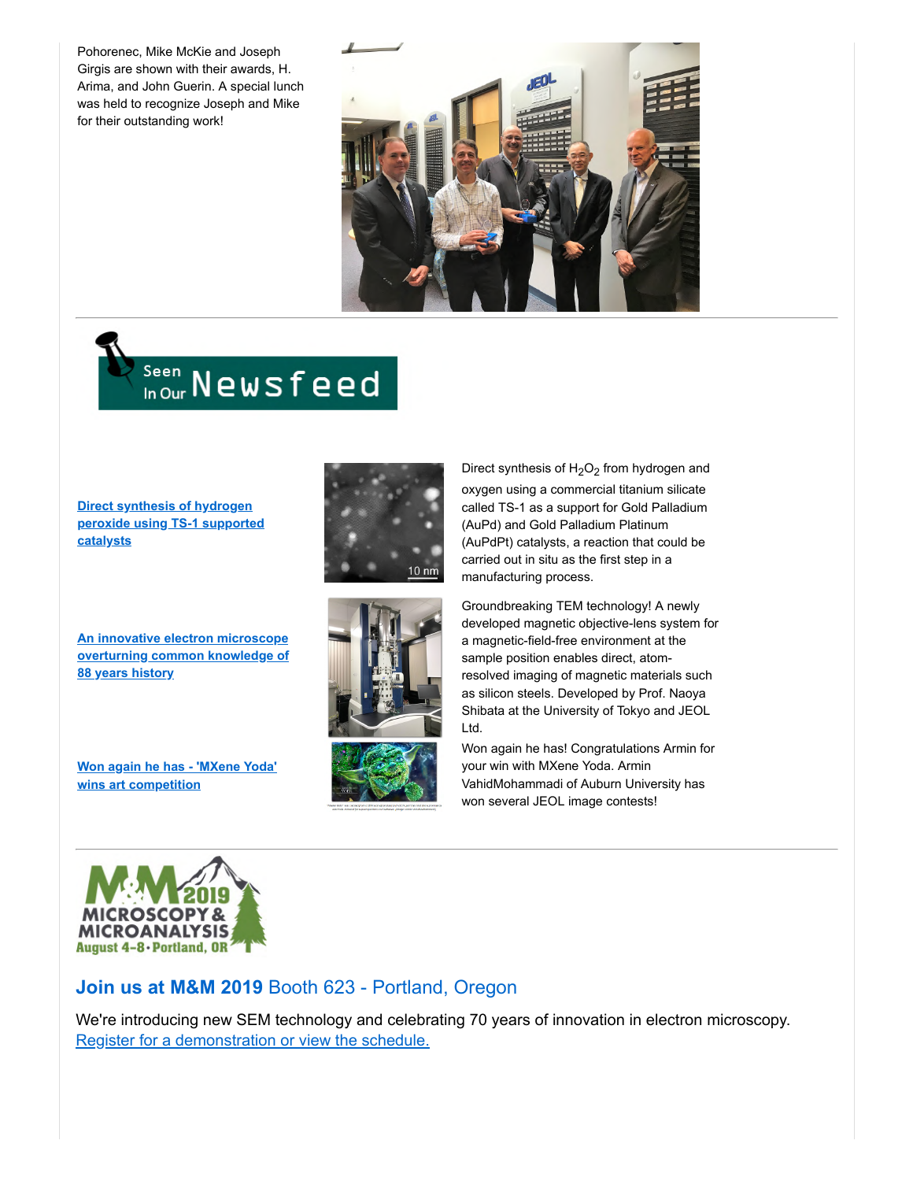Pohorenec, Mike McKie and Joseph Girgis are shown with their awards, H. Arima, and John Guerin. A special lunch was held to recognize Joseph and Mike for their outstanding work!

## Seen In Our Newsfeed

**Direct synthesis of hydrogen peroxide using TS-1 supported catalysts**

Direct synthesis of $H_2O_2$ from hydrogen and oxygen using a commercial titanium silicate called TS-1 as a support for Gold Palladium (AuPd) and Gold Palladium Platinum (AuPdPt) catalysts, a reaction that could be carried out in situ as the first step in a manufacturing process.

**An innovative electron microscope overturning common knowledge of 88 years history**

Groundbreaking TEM technology! A newly developed magnetic objective-lens system for a magnetic-field-free environment at the sample position enables direct, atom-resolved imaging of magnetic materials such as silicon steels. Developed by Prof. Naoya Shibata at the University of Tokyo and JEOL Ltd.

**Won again he has - 'MXene Yoda' wins art competition**

Won again he has! Congratulations Armin for your win with MXene Yoda. Armin VahidMohammadi of Auburn University has won several JEOL image contests!

M&M 2019 Microscopy & Microanalysis August 4-8 • Portland, OR

## **Join us at M&M 2019** Booth 623 - Portland, Oregon

We're introducing new SEM technology and celebrating 70 years of innovation in electron microscopy. Register for a demonstration or view the schedule.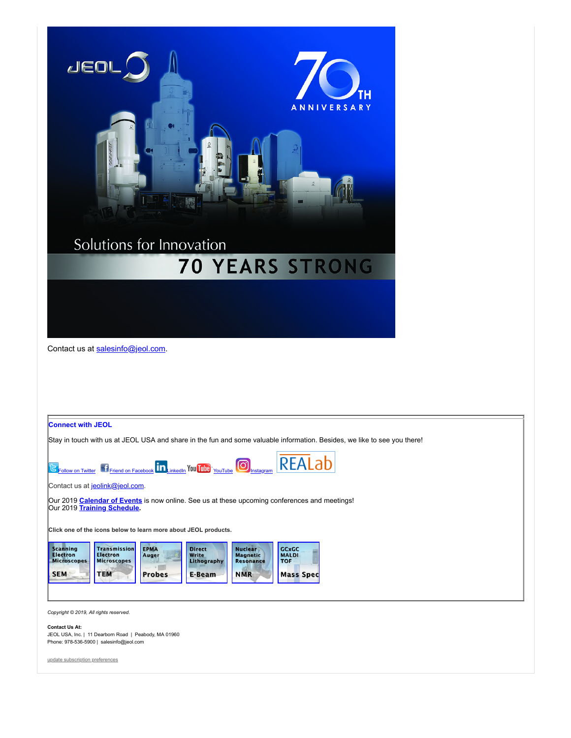Contact us at salesinfo@jeol.com.

**Connect with JEOL**

Stay in touch with us at JEOL USA and share in the fun and some valuable information. Besides, we like to see you there!

Follow on Twitter Friend on Facebook LinkedIn YouTube Instagram

Contact us at jeolink@jeol.com.

Our 2019 **Calendar of Events** is now online. See us at these upcoming conferences and meetings!
Our 2019 **Training Schedule.**

**Click one of the icons below to learn more about JEOL products.**

*Copyright © 2019, All rights reserved.*

**Contact Us At:**
JEOL USA, Inc. | 11 Dearborn Road | Peabody, MA 01960
Phone: 978-536-5900 | salesinfo@jeol.com

update subscription preferences